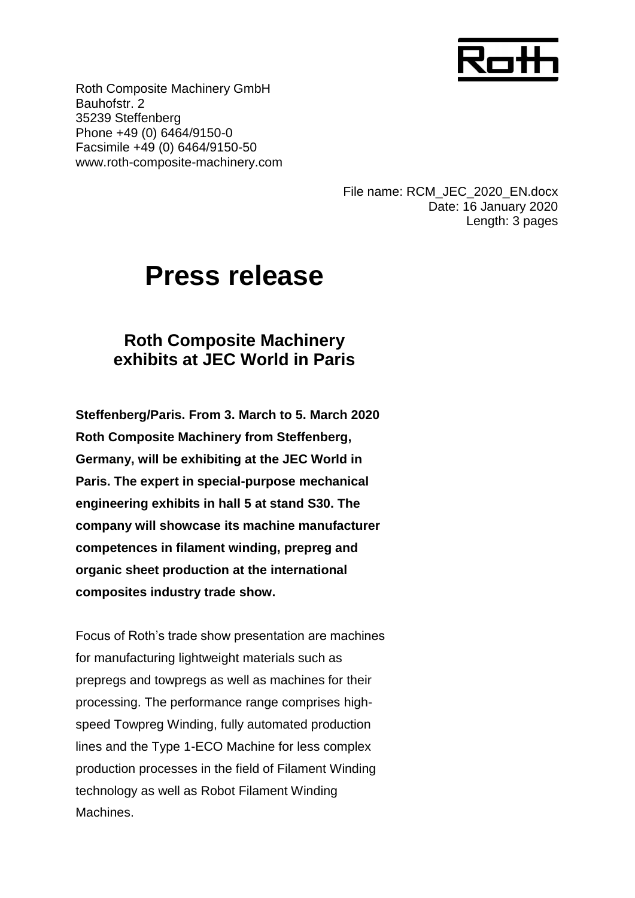Roth

Roth Composite Machinery GmbH
Bauhofstr. 2
35239 Steffenberg
Phone +49 (0) 6464/9150-0
Facsimile +49 (0) 6464/9150-50
www.roth-composite-machinery.com

File name: RCM_JEC_2020_EN.docx
Date: 16 January 2020
Length: 3 pages

# Press release

## Roth Composite Machinery exhibits at JEC World in Paris

**Steffenberg/Paris. From 3. March to 5. March 2020 Roth Composite Machinery from Steffenberg, Germany, will be exhibiting at the JEC World in Paris. The expert in special-purpose mechanical engineering exhibits in hall 5 at stand S30. The company will showcase its machine manufacturer competences in filament winding, prepreg and organic sheet production at the international composites industry trade show.**

Focus of Roth's trade show presentation are machines for manufacturing lightweight materials such as prepregs and towpregs as well as machines for their processing. The performance range comprises high-speed Towpreg Winding, fully automated production lines and the Type 1-ECO Machine for less complex production processes in the field of Filament Winding technology as well as Robot Filament Winding Machines.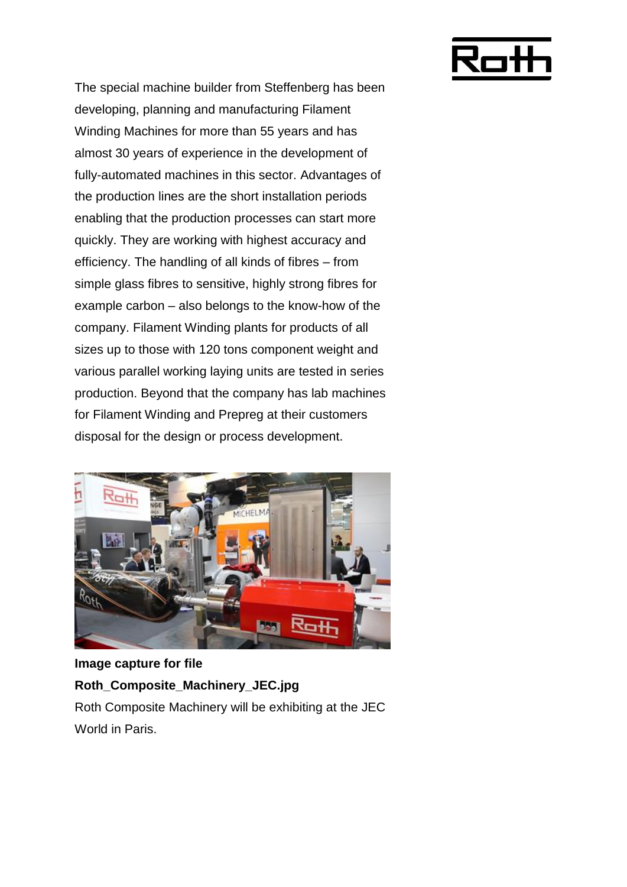The special machine builder from Steffenberg has been developing, planning and manufacturing Filament Winding Machines for more than 55 years and has almost 30 years of experience in the development of fully-automated machines in this sector. Advantages of the production lines are the short installation periods enabling that the production processes can start more quickly. They are working with highest accuracy and efficiency. The handling of all kinds of fibres – from simple glass fibres to sensitive, highly strong fibres for example carbon – also belongs to the know-how of the company. Filament Winding plants for products of all sizes up to those with 120 tons component weight and various parallel working laying units are tested in series production. Beyond that the company has lab machines for Filament Winding and Prepreg at their customers disposal for the design or process development.

**Image capture for file Roth_Composite_Machinery_JEC.jpg**

Roth Composite Machinery will be exhibiting at the JEC World in Paris.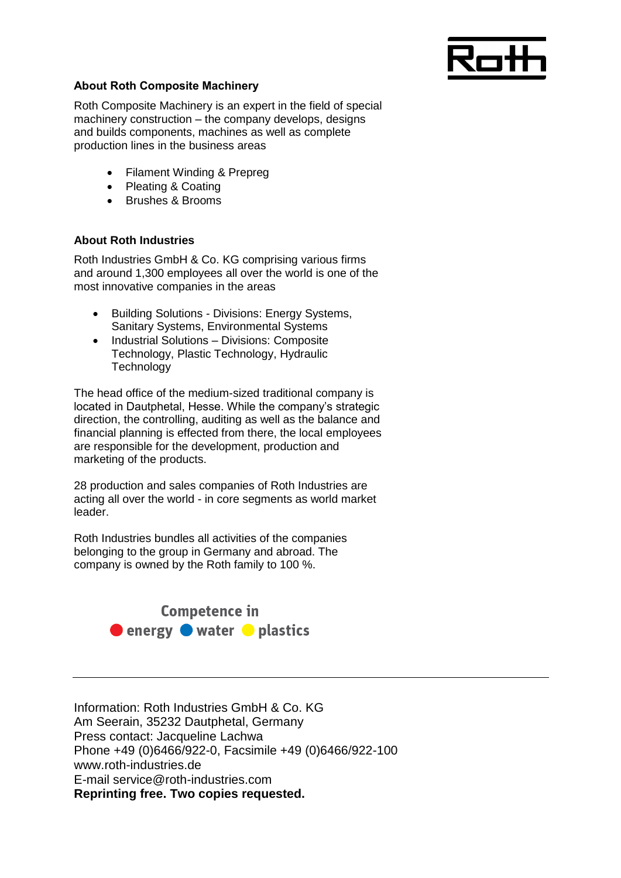Roth

**About Roth Composite Machinery**

Roth Composite Machinery is an expert in the field of special machinery construction – the company develops, designs and builds components, machines as well as complete production lines in the business areas

- Filament Winding & Prepreg
- Pleating & Coating
- Brushes & Brooms

**About Roth Industries**

Roth Industries GmbH & Co. KG comprising various firms and around 1,300 employees all over the world is one of the most innovative companies in the areas

- Building Solutions - Divisions: Energy Systems, Sanitary Systems, Environmental Systems
- Industrial Solutions – Divisions: Composite Technology, Plastic Technology, Hydraulic Technology

The head office of the medium-sized traditional company is located in Dautphetal, Hesse. While the company's strategic direction, the controlling, auditing as well as the balance and financial planning is effected from there, the local employees are responsible for the development, production and marketing of the products.

28 production and sales companies of Roth Industries are acting all over the world - in core segments as world market leader.

Roth Industries bundles all activities of the companies belonging to the group in Germany and abroad. The company is owned by the Roth family to 100 %.

Competence in
energy water plastics

---

Information: Roth Industries GmbH & Co. KG
Am Seerain, 35232 Dautphetal, Germany
Press contact: Jacqueline Lachwa
Phone +49 (0)6466/922-0, Facsimile +49 (0)6466/922-100
www.roth-industries.de
E-mail service@roth-industries.com
**Reprinting free. Two copies requested.**